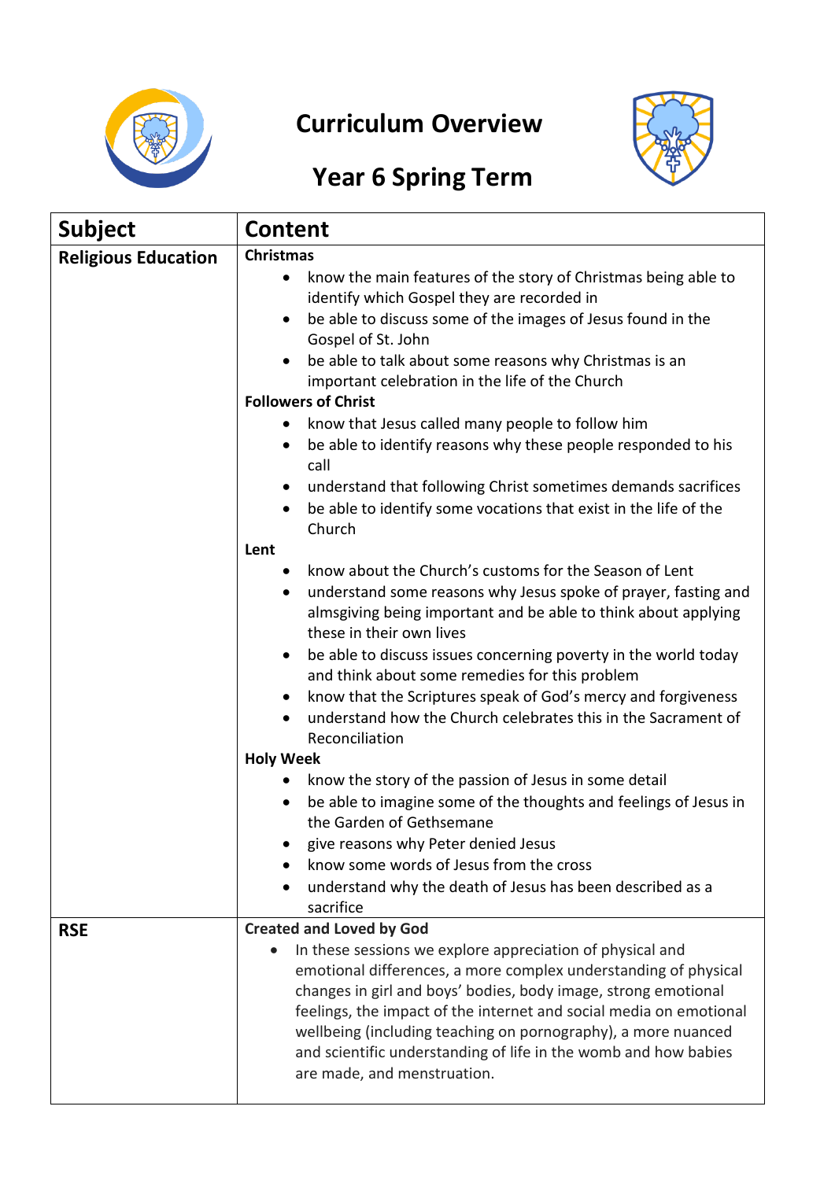# Curriculum Overview

## Year 6 Spring Term

| Subject | Content |
| --- | --- |
| **Religious Education** | **Christmas**<br>• know the main features of the story of Christmas being able to identify which Gospel they are recorded in<br>• be able to discuss some of the images of Jesus found in the Gospel of St. John<br>• be able to talk about some reasons why Christmas is an important celebration in the life of the Church<br>**Followers of Christ**<br>• know that Jesus called many people to follow him<br>• be able to identify reasons why these people responded to his call<br>• understand that following Christ sometimes demands sacrifices<br>• be able to identify some vocations that exist in the life of the Church<br>**Lent**<br>• know about the Church's customs for the Season of Lent<br>• understand some reasons why Jesus spoke of prayer, fasting and almsgiving being important and be able to think about applying these in their own lives<br>• be able to discuss issues concerning poverty in the world today and think about some remedies for this problem<br>• know that the Scriptures speak of God's mercy and forgiveness<br>• understand how the Church celebrates this in the Sacrament of Reconciliation<br>**Holy Week**<br>• know the story of the passion of Jesus in some detail<br>• be able to imagine some of the thoughts and feelings of Jesus in the Garden of Gethsemane<br>• give reasons why Peter denied Jesus<br>• know some words of Jesus from the cross<br>• understand why the death of Jesus has been described as a sacrifice |
| **RSE** | **Created and Loved by God**<br>• In these sessions we explore appreciation of physical and emotional differences, a more complex understanding of physical changes in girl and boys' bodies, body image, strong emotional feelings, the impact of the internet and social media on emotional wellbeing (including teaching on pornography), a more nuanced and scientific understanding of life in the womb and how babies are made, and menstruation. |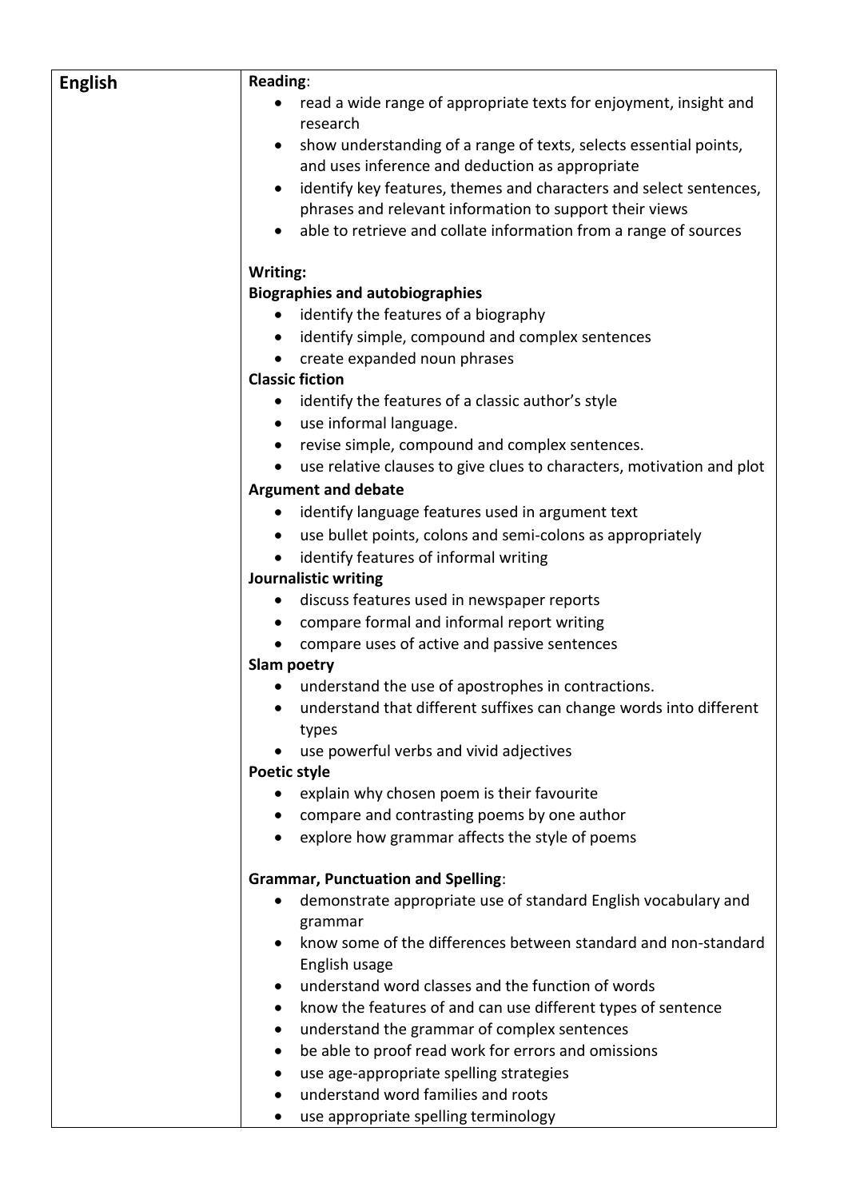| | |
|---|---|
| **English** | **Reading**:<br>• read a wide range of appropriate texts for enjoyment, insight and research<br>• show understanding of a range of texts, selects essential points, and uses inference and deduction as appropriate<br>• identify key features, themes and characters and select sentences, phrases and relevant information to support their views<br>• able to retrieve and collate information from a range of sources<br><br>**Writing:**<br>**Biographies and autobiographies**<br>• identify the features of a biography<br>• identify simple, compound and complex sentences<br>• create expanded noun phrases<br>**Classic fiction**<br>• identify the features of a classic author's style<br>• use informal language.<br>• revise simple, compound and complex sentences.<br>• use relative clauses to give clues to characters, motivation and plot<br>**Argument and debate**<br>• identify language features used in argument text<br>• use bullet points, colons and semi-colons as appropriately<br>• identify features of informal writing<br>**Journalistic writing**<br>• discuss features used in newspaper reports<br>• compare formal and informal report writing<br>• compare uses of active and passive sentences<br>**Slam poetry**<br>• understand the use of apostrophes in contractions.<br>• understand that different suffixes can change words into different types<br>• use powerful verbs and vivid adjectives<br>**Poetic style**<br>• explain why chosen poem is their favourite<br>• compare and contrasting poems by one author<br>• explore how grammar affects the style of poems<br><br>**Grammar, Punctuation and Spelling**:<br>• demonstrate appropriate use of standard English vocabulary and grammar<br>• know some of the differences between standard and non-standard English usage<br>• understand word classes and the function of words<br>• know the features of and can use different types of sentence<br>• understand the grammar of complex sentences<br>• be able to proof read work for errors and omissions<br>• use age-appropriate spelling strategies<br>• understand word families and roots<br>• use appropriate spelling terminology |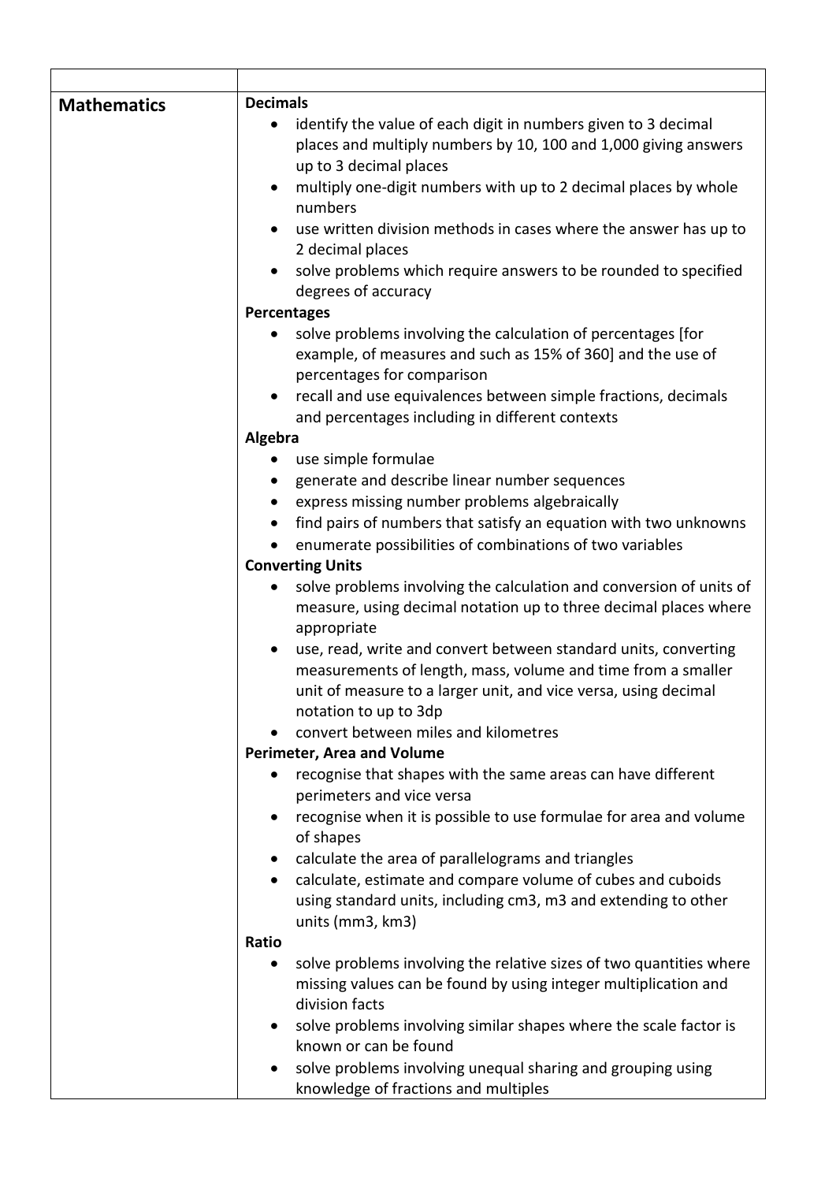| | |
|---|---|
| | |
| **Mathematics** | **Decimals**<br>• identify the value of each digit in numbers given to 3 decimal places and multiply numbers by 10, 100 and 1,000 giving answers up to 3 decimal places<br>• multiply one-digit numbers with up to 2 decimal places by whole numbers<br>• use written division methods in cases where the answer has up to 2 decimal places<br>• solve problems which require answers to be rounded to specified degrees of accuracy<br>**Percentages**<br>• solve problems involving the calculation of percentages [for example, of measures and such as 15% of 360] and the use of percentages for comparison<br>• recall and use equivalences between simple fractions, decimals and percentages including in different contexts<br>**Algebra**<br>• use simple formulae<br>• generate and describe linear number sequences<br>• express missing number problems algebraically<br>• find pairs of numbers that satisfy an equation with two unknowns<br>• enumerate possibilities of combinations of two variables<br>**Converting Units**<br>• solve problems involving the calculation and conversion of units of measure, using decimal notation up to three decimal places where appropriate<br>• use, read, write and convert between standard units, converting measurements of length, mass, volume and time from a smaller unit of measure to a larger unit, and vice versa, using decimal notation to up to 3dp<br>• convert between miles and kilometres<br>**Perimeter, Area and Volume**<br>• recognise that shapes with the same areas can have different perimeters and vice versa<br>• recognise when it is possible to use formulae for area and volume of shapes<br>• calculate the area of parallelograms and triangles<br>• calculate, estimate and compare volume of cubes and cuboids using standard units, including cm3, m3 and extending to other units (mm3, km3)<br>**Ratio**<br>• solve problems involving the relative sizes of two quantities where missing values can be found by using integer multiplication and division facts<br>• solve problems involving similar shapes where the scale factor is known or can be found<br>• solve problems involving unequal sharing and grouping using knowledge of fractions and multiples |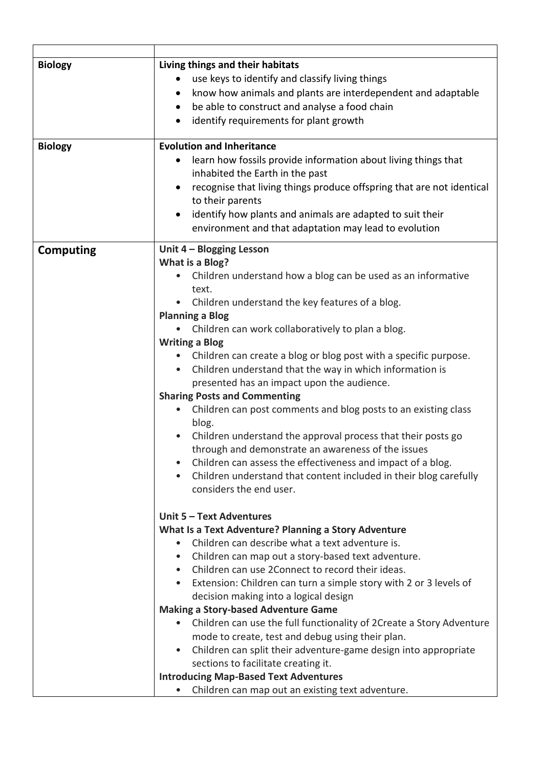| | |
|---|---|
| **Biology** | **Living things and their habitats**<br>• use keys to identify and classify living things<br>• know how animals and plants are interdependent and adaptable<br>• be able to construct and analyse a food chain<br>• identify requirements for plant growth |
| **Biology** | **Evolution and Inheritance**<br>• learn how fossils provide information about living things that inhabited the Earth in the past<br>• recognise that living things produce offspring that are not identical to their parents<br>• identify how plants and animals are adapted to suit their environment and that adaptation may lead to evolution |
| **Computing** | **Unit 4 – Blogging Lesson**<br>**What is a Blog?**<br>• Children understand how a blog can be used as an informative text.<br>• Children understand the key features of a blog.<br>**Planning a Blog**<br>• Children can work collaboratively to plan a blog.<br>**Writing a Blog**<br>• Children can create a blog or blog post with a specific purpose.<br>• Children understand that the way in which information is presented has an impact upon the audience.<br>**Sharing Posts and Commenting**<br>• Children can post comments and blog posts to an existing class blog.<br>• Children understand the approval process that their posts go through and demonstrate an awareness of the issues<br>• Children can assess the effectiveness and impact of a blog.<br>• Children understand that content included in their blog carefully considers the end user.<br><br>**Unit 5 – Text Adventures**<br>**What Is a Text Adventure? Planning a Story Adventure**<br>• Children can describe what a text adventure is.<br>• Children can map out a story-based text adventure.<br>• Children can use 2Connect to record their ideas.<br>• Extension: Children can turn a simple story with 2 or 3 levels of decision making into a logical design<br>**Making a Story-based Adventure Game**<br>• Children can use the full functionality of 2Create a Story Adventure mode to create, test and debug using their plan.<br>• Children can split their adventure-game design into appropriate sections to facilitate creating it.<br>**Introducing Map-Based Text Adventures**<br>• Children can map out an existing text adventure. |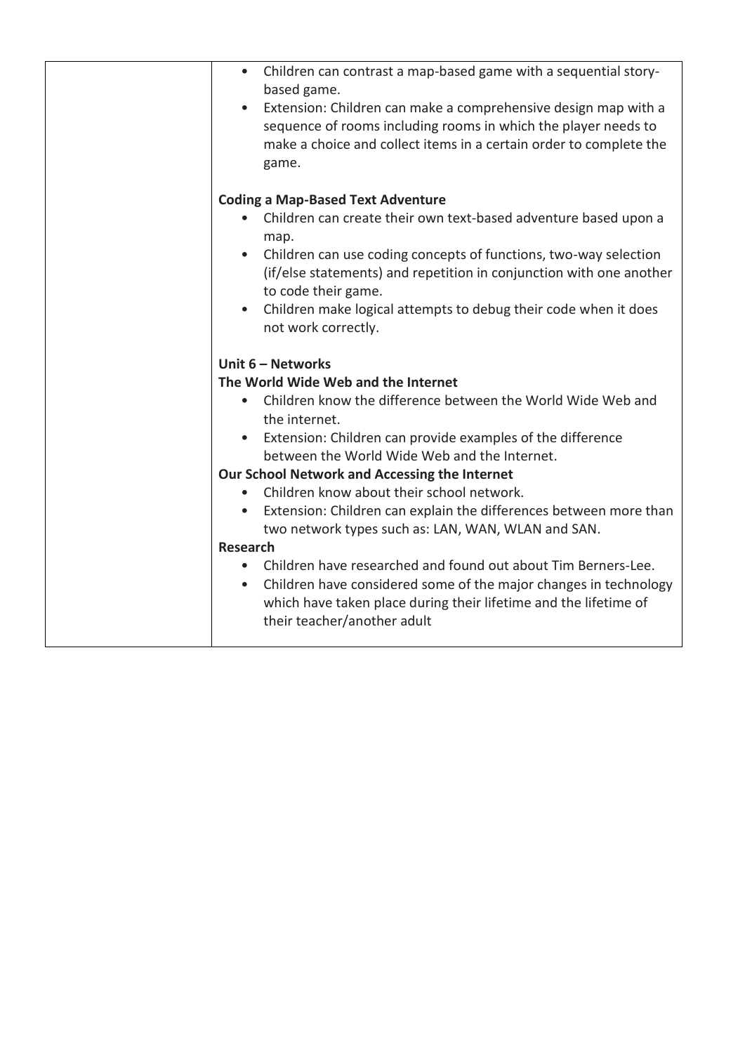| | |
|---|---|
| | • Children can contrast a map-based game with a sequential story-based game.<br>• Extension: Children can make a comprehensive design map with a sequence of rooms including rooms in which the player needs to make a choice and collect items in a certain order to complete the game.<br><br>**Coding a Map-Based Text Adventure**<br>• Children can create their own text-based adventure based upon a map.<br>• Children can use coding concepts of functions, two-way selection (if/else statements) and repetition in conjunction with one another to code their game.<br>• Children make logical attempts to debug their code when it does not work correctly.<br><br>**Unit 6 – Networks**<br>**The World Wide Web and the Internet**<br>• Children know the difference between the World Wide Web and the internet.<br>• Extension: Children can provide examples of the difference between the World Wide Web and the Internet.<br>**Our School Network and Accessing the Internet**<br>• Children know about their school network.<br>• Extension: Children can explain the differences between more than two network types such as: LAN, WAN, WLAN and SAN.<br>**Research**<br>• Children have researched and found out about Tim Berners-Lee.<br>• Children have considered some of the major changes in technology which have taken place during their lifetime and the lifetime of their teacher/another adult |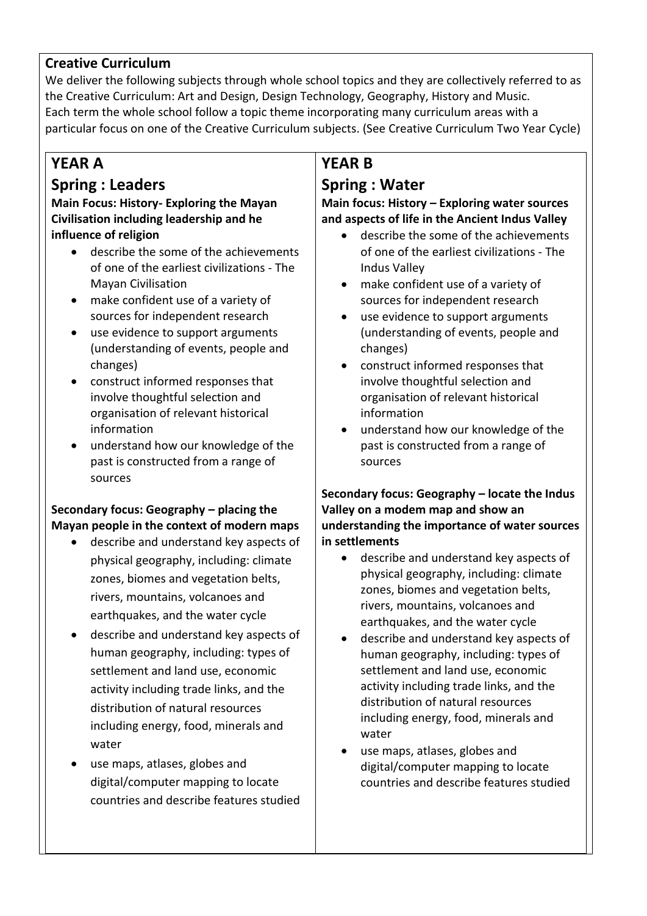## Creative Curriculum

We deliver the following subjects through whole school topics and they are collectively referred to as the Creative Curriculum: Art and Design, Design Technology, Geography, History and Music. Each term the whole school follow a topic theme incorporating many curriculum areas with a particular focus on one of the Creative Curriculum subjects. (See Creative Curriculum Two Year Cycle)

# YEAR A

## Spring : Leaders

**Main Focus: History- Exploring the Mayan Civilisation including leadership and he influence of religion**

- describe the some of the achievements of one of the earliest civilizations - The Mayan Civilisation
- make confident use of a variety of sources for independent research
- use evidence to support arguments (understanding of events, people and changes)
- construct informed responses that involve thoughtful selection and organisation of relevant historical information
- understand how our knowledge of the past is constructed from a range of sources

**Secondary focus: Geography – placing the Mayan people in the context of modern maps**

- describe and understand key aspects of physical geography, including: climate zones, biomes and vegetation belts, rivers, mountains, volcanoes and earthquakes, and the water cycle
- describe and understand key aspects of human geography, including: types of settlement and land use, economic activity including trade links, and the distribution of natural resources including energy, food, minerals and water
- use maps, atlases, globes and digital/computer mapping to locate countries and describe features studied

# YEAR B

## Spring : Water

**Main focus: History – Exploring water sources and aspects of life in the Ancient Indus Valley**

- describe the some of the achievements of one of the earliest civilizations - The Indus Valley
- make confident use of a variety of sources for independent research
- use evidence to support arguments (understanding of events, people and changes)
- construct informed responses that involve thoughtful selection and organisation of relevant historical information
- understand how our knowledge of the past is constructed from a range of sources

**Secondary focus: Geography – locate the Indus Valley on a modem map and show an understanding the importance of water sources in settlements**

- describe and understand key aspects of physical geography, including: climate zones, biomes and vegetation belts, rivers, mountains, volcanoes and earthquakes, and the water cycle
- describe and understand key aspects of human geography, including: types of settlement and land use, economic activity including trade links, and the distribution of natural resources including energy, food, minerals and water
- use maps, atlases, globes and digital/computer mapping to locate countries and describe features studied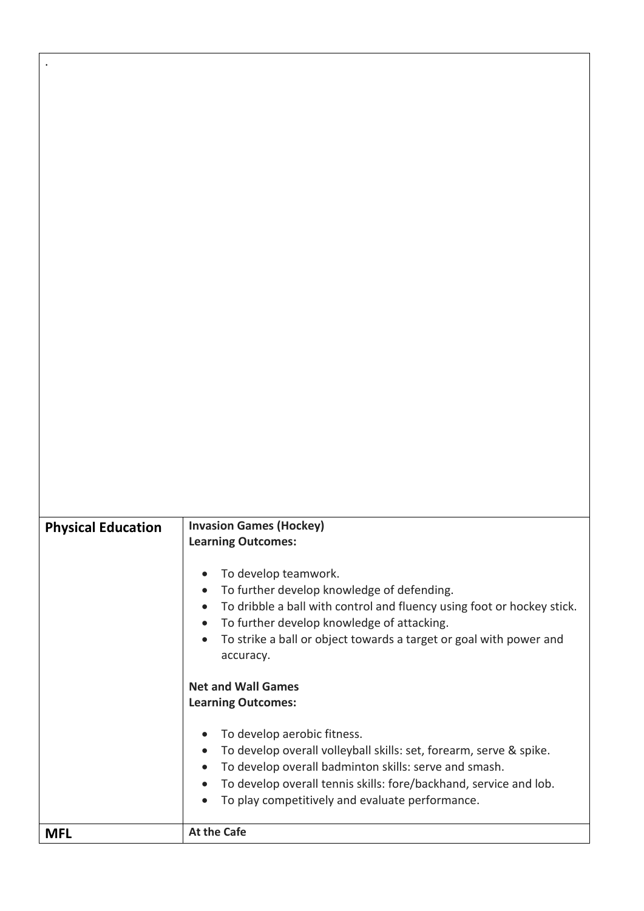.

| | |
|---|---|
| **Physical Education** | **Invasion Games (Hockey)**<br>**Learning Outcomes:**<br><br>• To develop teamwork.<br>• To further develop knowledge of defending.<br>• To dribble a ball with control and fluency using foot or hockey stick.<br>• To further develop knowledge of attacking.<br>• To strike a ball or object towards a target or goal with power and accuracy.<br><br>**Net and Wall Games**<br>**Learning Outcomes:**<br><br>• To develop aerobic fitness.<br>• To develop overall volleyball skills: set, forearm, serve & spike.<br>• To develop overall badminton skills: serve and smash.<br>• To develop overall tennis skills: fore/backhand, service and lob.<br>• To play competitively and evaluate performance. |
| **MFL** | **At the Cafe** |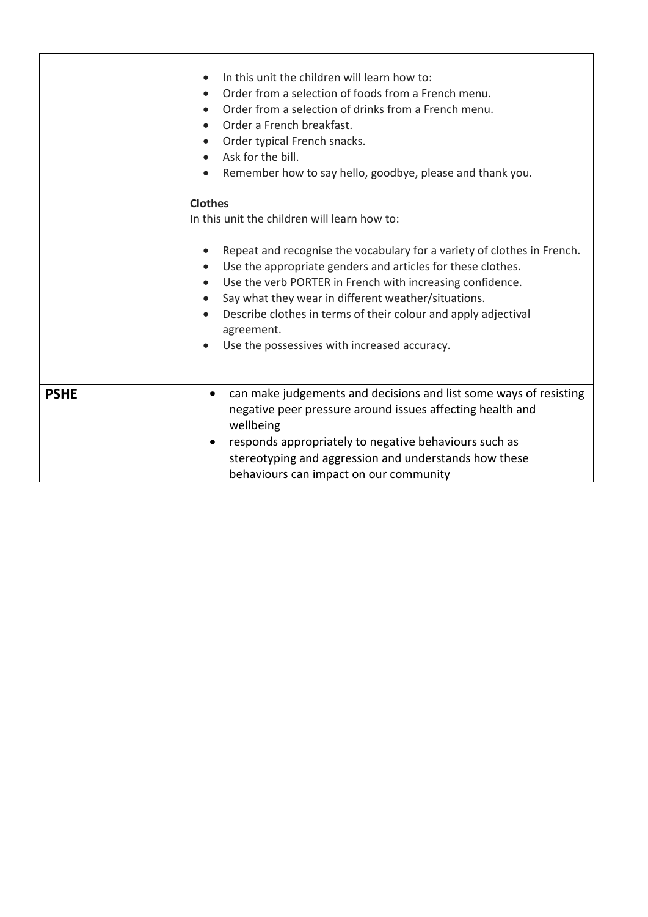| | |
|---|---|
| | • In this unit the children will learn how to:<br>• Order from a selection of foods from a French menu.<br>• Order from a selection of drinks from a French menu.<br>• Order a French breakfast.<br>• Order typical French snacks.<br>• Ask for the bill.<br>• Remember how to say hello, goodbye, please and thank you.<br><br>**Clothes**<br>In this unit the children will learn how to:<br><br>• Repeat and recognise the vocabulary for a variety of clothes in French.<br>• Use the appropriate genders and articles for these clothes.<br>• Use the verb PORTER in French with increasing confidence.<br>• Say what they wear in different weather/situations.<br>• Describe clothes in terms of their colour and apply adjectival agreement.<br>• Use the possessives with increased accuracy. |
| **PSHE** | • can make judgements and decisions and list some ways of resisting negative peer pressure around issues affecting health and wellbeing<br>• responds appropriately to negative behaviours such as stereotyping and aggression and understands how these behaviours can impact on our community |